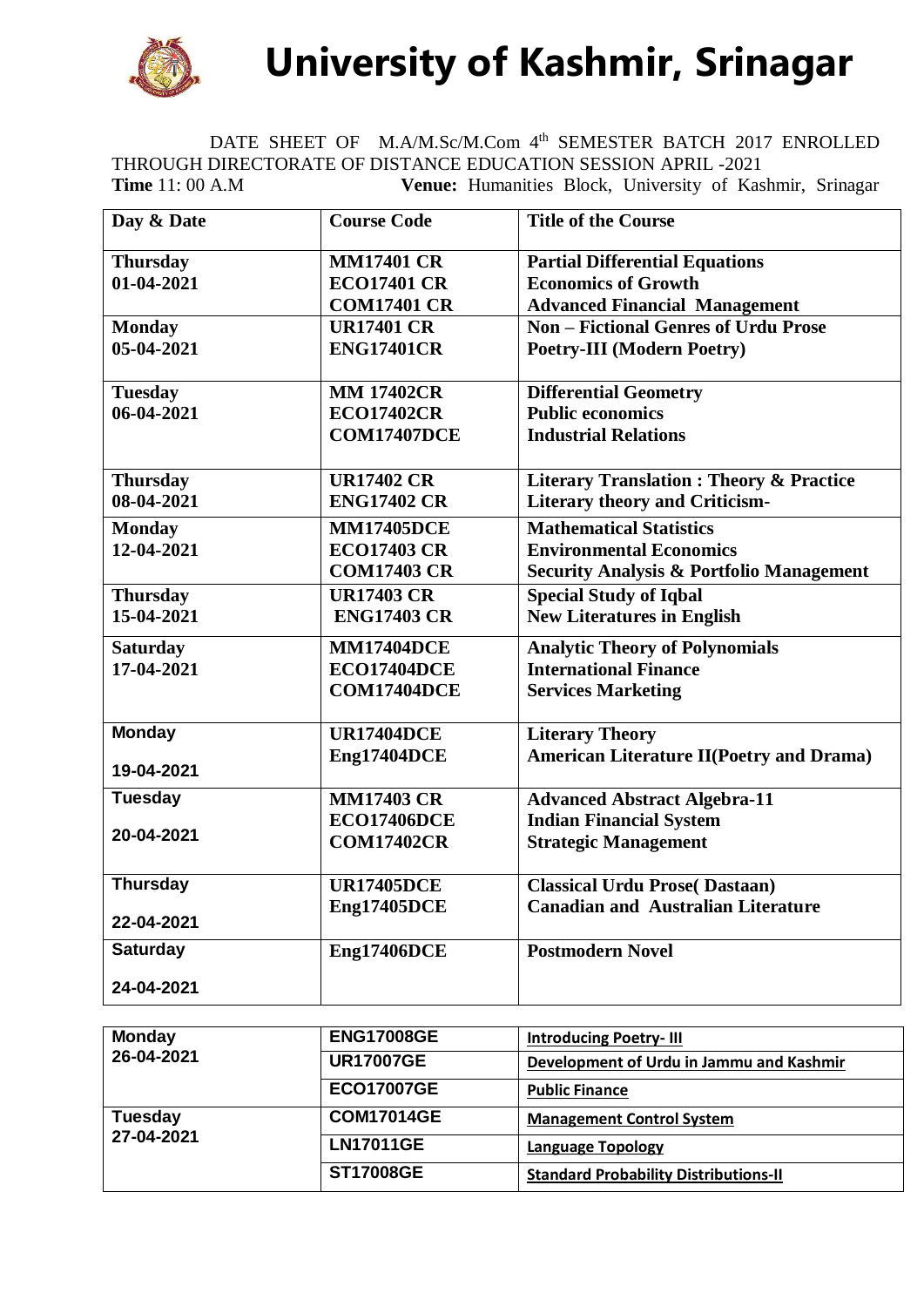# University of Kashmir, Srinagar

DATE SHEET OF M.A/M.Sc/M.Com 4th SEMESTER BATCH 2017 ENROLLED THROUGH DIRECTORATE OF DISTANCE EDUCATION SESSION APRIL -2021

**Time** 11: 00 A.M **Venue:** Humanities Block, University of Kashmir, Srinagar

| Day & Date | Course Code | Title of the Course |
|---|---|---|
| **Thursday 01-04-2021** | **MM17401 CR**<br>**ECO17401 CR**<br>**COM17401 CR** | **Partial Differential Equations**<br>**Economics of Growth**<br>**Advanced Financial Management** |
| **Monday 05-04-2021** | **UR17401 CR**<br>**ENG17401CR** | **Non – Fictional Genres of Urdu Prose**<br>**Poetry-III (Modern Poetry)** |
| **Tuesday 06-04-2021** | **MM 17402CR**<br>**ECO17402CR**<br>**COM17407DCE** | **Differential Geometry**<br>**Public economics**<br>**Industrial Relations** |
| **Thursday 08-04-2021** | **UR17402 CR**<br>**ENG17402 CR** | **Literary Translation : Theory & Practice**<br>**Literary theory and Criticism-** |
| **Monday 12-04-2021** | **MM17405DCE**<br>**ECO17403 CR**<br>**COM17403 CR** | **Mathematical Statistics**<br>**Environmental Economics**<br>**Security Analysis & Portfolio Management** |
| **Thursday 15-04-2021** | **UR17403 CR**<br>**ENG17403 CR** | **Special Study of Iqbal**<br>**New Literatures in English** |
| **Saturday 17-04-2021** | **MM17404DCE**<br>**ECO17404DCE**<br>**COM17404DCE** | **Analytic Theory of Polynomials**<br>**International Finance**<br>**Services Marketing** |
| **Monday 19-04-2021** | **UR17404DCE**<br>**Eng17404DCE** | **Literary Theory**<br>**American Literature II(Poetry and Drama)** |
| **Tuesday 20-04-2021** | **MM17403 CR**<br>**ECO17406DCE**<br>**COM17402CR** | **Advanced Abstract Algebra-11**<br>**Indian Financial System**<br>**Strategic Management** |
| **Thursday 22-04-2021** | **UR17405DCE**<br>**Eng17405DCE** | **Classical Urdu Prose( Dastaan)**<br>**Canadian and Australian Literature** |
| **Saturday 24-04-2021** | **Eng17406DCE** | **Postmodern Novel** |

| | | |
|---|---|---|
| **Monday 26-04-2021** | **ENG17008GE** | **Introducing Poetry- III** |
| | **UR17007GE** | **Development of Urdu in Jammu and Kashmir** |
| | **ECO17007GE** | **Public Finance** |
| **Tuesday 27-04-2021** | **COM17014GE** | **Management Control System** |
| | **LN17011GE** | **Language Topology** |
| | **ST17008GE** | **Standard Probability Distributions-II** |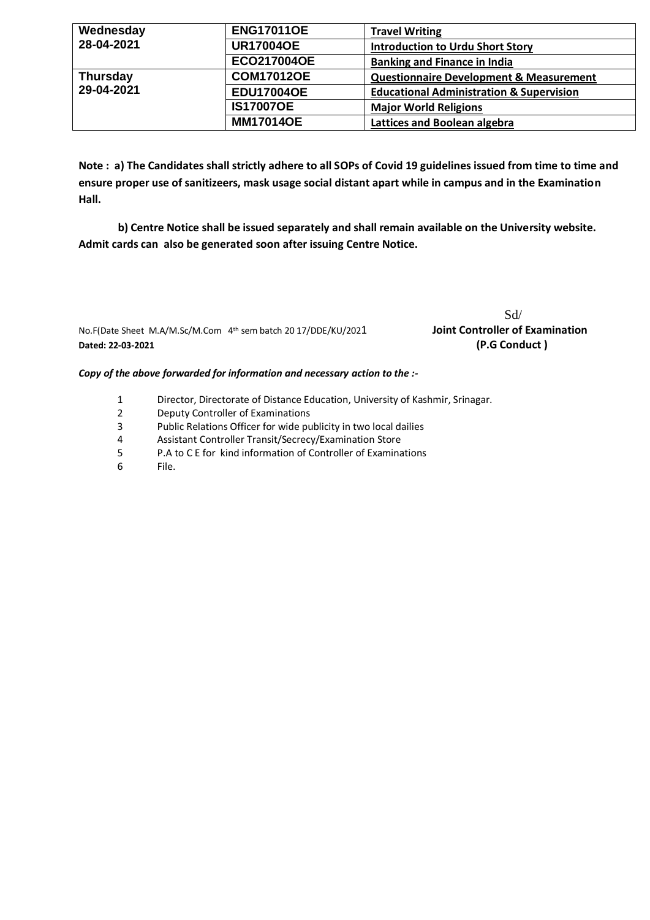| | | |
|---|---|---|
| **Wednesday 28-04-2021** | **ENG17011OE** | **Travel Writing** |
| | **UR17004OE** | **Introduction to Urdu Short Story** |
| | **ECO217004OE** | **Banking and Finance in India** |
| **Thursday 29-04-2021** | **COM17012OE** | **Questionnaire Development & Measurement** |
| | **EDU17004OE** | **Educational Administration & Supervision** |
| | **IS17007OE** | **Major World Religions** |
| | **MM17014OE** | **Lattices and Boolean algebra** |

**Note : a) The Candidates shall strictly adhere to all SOPs of Covid 19 guidelines issued from time to time and ensure proper use of sanitizeers, mask usage social distant apart while in campus and in the Examination Hall.**

**b) Centre Notice shall be issued separately and shall remain available on the University website. Admit cards can also be generated soon after issuing Centre Notice.**

Sd/

No.F(Date Sheet M.A/M.Sc/M.Com 4th sem batch 20 17/DDE/KU/2021

**Dated: 22-03-2021**

**Joint Controller of Examination**
**(P.G Conduct )**

***Copy of the above forwarded for information and necessary action to the :-***

1. Director, Directorate of Distance Education, University of Kashmir, Srinagar.
2. Deputy Controller of Examinations
3. Public Relations Officer for wide publicity in two local dailies
4. Assistant Controller Transit/Secrecy/Examination Store
5. P.A to C E for kind information of Controller of Examinations
6. File.